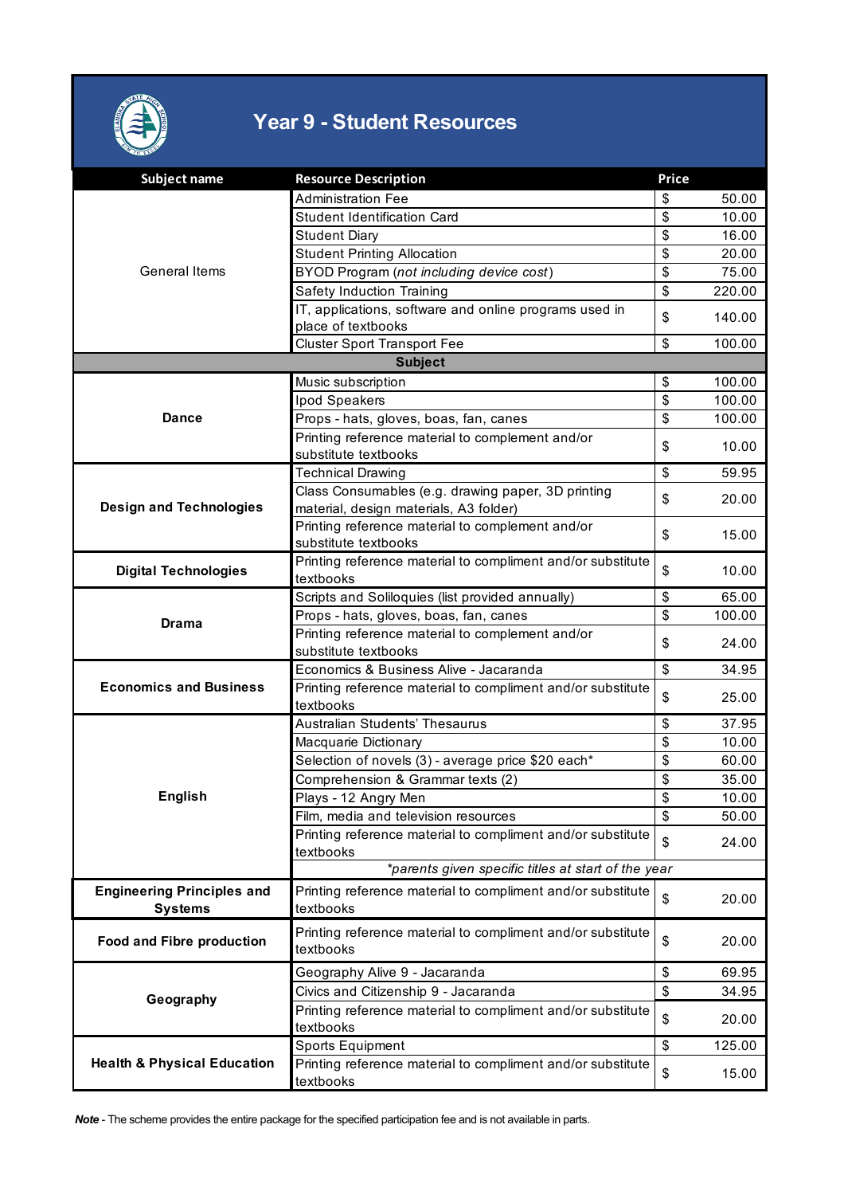# Year 9 - Student Resources

| Subject name | Resource Description | Price |
|---|---|---|
| General Items | Administration Fee | $ 50.00 |
| | Student Identification Card | $ 10.00 |
| | Student Diary | $ 16.00 |
| | Student Printing Allocation | $ 20.00 |
| | BYOD Program (*not including device cost*) | $ 75.00 |
| | Safety Induction Training | $ 220.00 |
| | IT, applications, software and online programs used in place of textbooks | $ 140.00 |
| | Cluster Sport Transport Fee | $ 100.00 |
| | **Subject** | |
| **Dance** | Music subscription | $ 100.00 |
| | Ipod Speakers | $ 100.00 |
| | Props - hats, gloves, boas, fan, canes | $ 100.00 |
| | Printing reference material to complement and/or substitute textbooks | $ 10.00 |
| **Design and Technologies** | Technical Drawing | $ 59.95 |
| | Class Consumables (e.g. drawing paper, 3D printing material, design materials, A3 folder) | $ 20.00 |
| | Printing reference material to complement and/or substitute textbooks | $ 15.00 |
| **Digital Technologies** | Printing reference material to compliment and/or substitute textbooks | $ 10.00 |
| **Drama** | Scripts and Soliloquies (list provided annually) | $ 65.00 |
| | Props - hats, gloves, boas, fan, canes | $ 100.00 |
| | Printing reference material to complement and/or substitute textbooks | $ 24.00 |
| **Economics and Business** | Economics & Business Alive - Jacaranda | $ 34.95 |
| | Printing reference material to compliment and/or substitute textbooks | $ 25.00 |
| **English** | Australian Students' Thesaurus | $ 37.95 |
| | Macquarie Dictionary | $ 10.00 |
| | Selection of novels (3) - average price $20 each* | $ 60.00 |
| | Comprehension & Grammar texts (2) | $ 35.00 |
| | Plays - 12 Angry Men | $ 10.00 |
| | Film, media and television resources | $ 50.00 |
| | Printing reference material to compliment and/or substitute textbooks | $ 24.00 |
| | *\*parents given specific titles at start of the year* | |
| **Engineering Principles and Systems** | Printing reference material to compliment and/or substitute textbooks | $ 20.00 |
| **Food and Fibre production** | Printing reference material to compliment and/or substitute textbooks | $ 20.00 |
| **Geography** | Geography Alive 9 - Jacaranda | $ 69.95 |
| | Civics and Citizenship 9 - Jacaranda | $ 34.95 |
| | Printing reference material to compliment and/or substitute textbooks | $ 20.00 |
| **Health & Physical Education** | Sports Equipment | $ 125.00 |
| | Printing reference material to compliment and/or substitute textbooks | $ 15.00 |

***Note*** - The scheme provides the entire package for the specified participation fee and is not available in parts.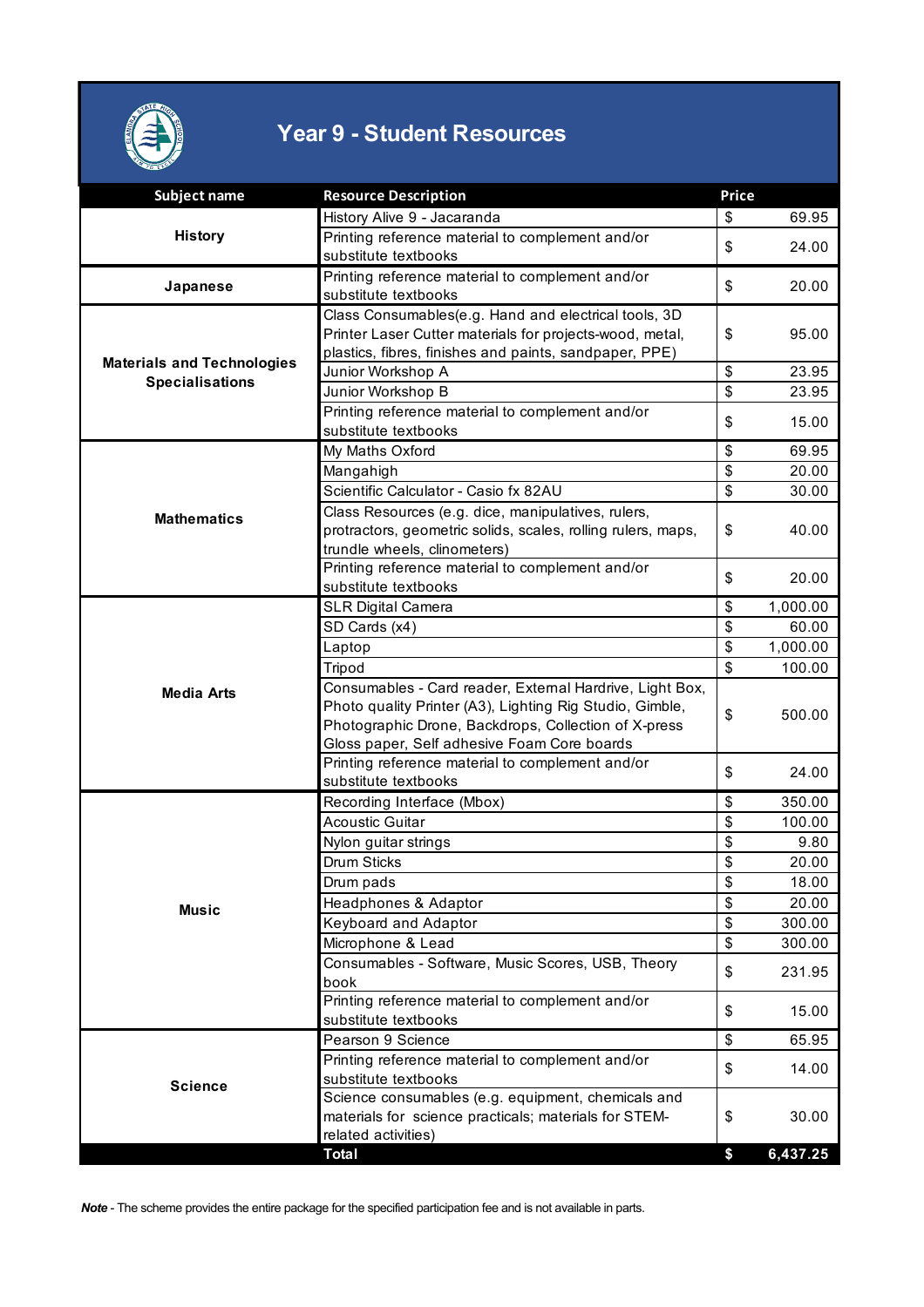# Year 9 - Student Resources

| Subject name | Resource Description | Price |
|---|---|---|
| History | History Alive 9 - Jacaranda | $ 69.95 |
| | Printing reference material to complement and/or substitute textbooks | $ 24.00 |
| Japanese | Printing reference material to complement and/or substitute textbooks | $ 20.00 |
| Materials and Technologies Specialisations | Class Consumables(e.g. Hand and electrical tools, 3D Printer Laser Cutter materials for projects-wood, metal, plastics, fibres, finishes and paints, sandpaper, PPE) | $ 95.00 |
| | Junior Workshop A | $ 23.95 |
| | Junior Workshop B | $ 23.95 |
| | Printing reference material to complement and/or substitute textbooks | $ 15.00 |
| Mathematics | My Maths Oxford | $ 69.95 |
| | Mangahigh | $ 20.00 |
| | Scientific Calculator - Casio fx 82AU | $ 30.00 |
| | Class Resources (e.g. dice, manipulatives, rulers, protractors, geometric solids, scales, rolling rulers, maps, trundle wheels, clinometers) | $ 40.00 |
| | Printing reference material to complement and/or substitute textbooks | $ 20.00 |
| Media Arts | SLR Digital Camera | $ 1,000.00 |
| | SD Cards (x4) | $ 60.00 |
| | Laptop | $ 1,000.00 |
| | Tripod | $ 100.00 |
| | Consumables - Card reader, External Hardrive, Light Box, Photo quality Printer (A3), Lighting Rig Studio, Gimble, Photographic Drone, Backdrops, Collection of X-press Gloss paper, Self adhesive Foam Core boards | $ 500.00 |
| | Printing reference material to complement and/or substitute textbooks | $ 24.00 |
| Music | Recording Interface (Mbox) | $ 350.00 |
| | Acoustic Guitar | $ 100.00 |
| | Nylon guitar strings | $ 9.80 |
| | Drum Sticks | $ 20.00 |
| | Drum pads | $ 18.00 |
| | Headphones & Adaptor | $ 20.00 |
| | Keyboard and Adaptor | $ 300.00 |
| | Microphone & Lead | $ 300.00 |
| | Consumables - Software, Music Scores, USB, Theory book | $ 231.95 |
| | Printing reference material to complement and/or substitute textbooks | $ 15.00 |
| Science | Pearson 9 Science | $ 65.95 |
| | Printing reference material to complement and/or substitute textbooks | $ 14.00 |
| | Science consumables (e.g. equipment, chemicals and materials for science practicals; materials for STEM-related activities) | $ 30.00 |
| | **Total** | **$ 6,437.25** |

***Note*** - The scheme provides the entire package for the specified participation fee and is not available in parts.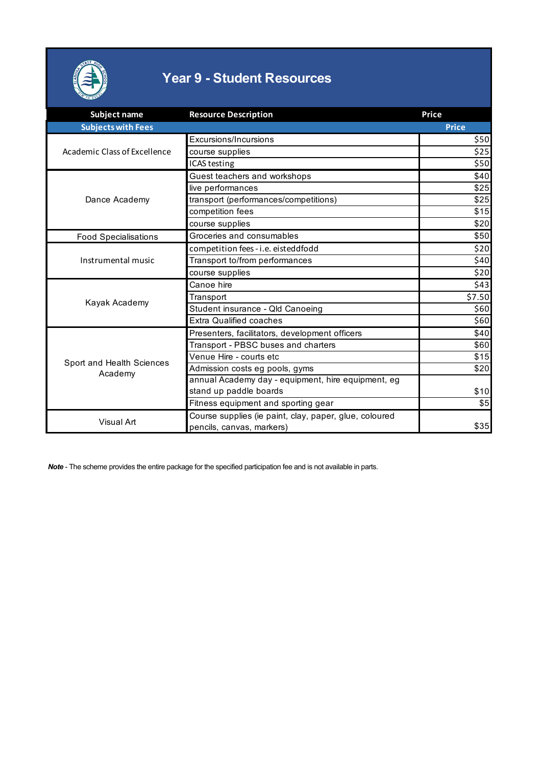# Year 9 - Student Resources

| Subject name | Resource Description | Price |
|---|---|---|
| **Subjects with Fees** | | **Price** |
| Academic Class of Excellence | Excursions/Incursions | $50 |
| | course supplies | $25 |
| | ICAS testing | $50 |
| Dance Academy | Guest teachers and workshops | $40 |
| | live performances | $25 |
| | transport (performances/competitions) | $25 |
| | competition fees | $15 |
| | course supplies | $20 |
| Food Specialisations | Groceries and consumables | $50 |
| Instrumental music | competition fees - i.e. eisteddfodd | $20 |
| | Transport to/from performances | $40 |
| | course supplies | $20 |
| Kayak Academy | Canoe hire | $43 |
| | Transport | $7.50 |
| | Student insurance - Qld Canoeing | $60 |
| | Extra Qualified coaches | $60 |
| Sport and Health Sciences Academy | Presenters, facilitators, development officers | $40 |
| | Transport - PBSC buses and charters | $60 |
| | Venue Hire - courts etc | $15 |
| | Admission costs eg pools, gyms | $20 |
| | annual Academy day - equipment, hire equipment, eg stand up paddle boards | $10 |
| | Fitness equipment and sporting gear | $5 |
| Visual Art | Course supplies (ie paint, clay, paper, glue, coloured pencils, canvas, markers) | $35 |

***Note*** - The scheme provides the entire package for the specified participation fee and is not available in parts.